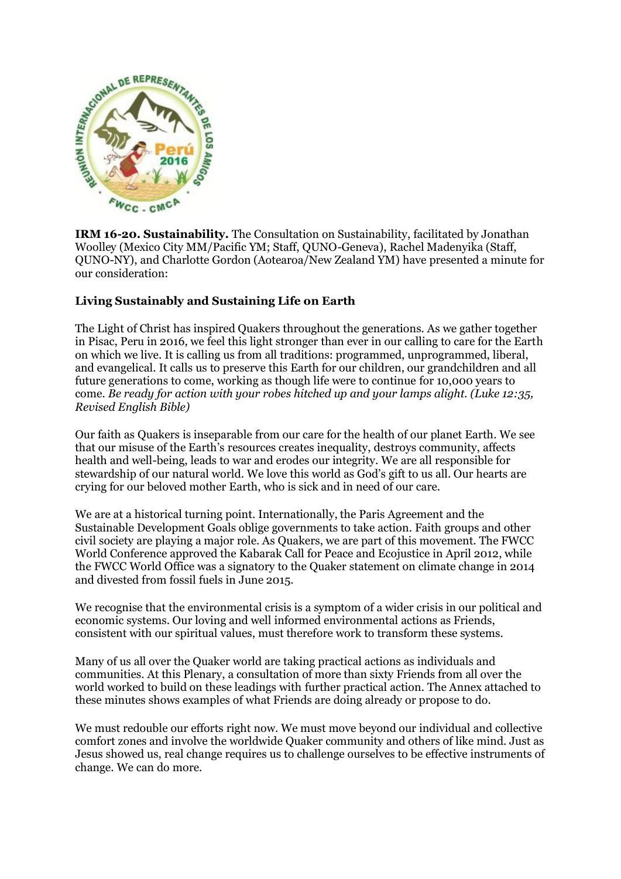**IRM 16-20. Sustainability.** The Consultation on Sustainability, facilitated by Jonathan Woolley (Mexico City MM/Pacific YM; Staff, QUNO-Geneva), Rachel Madenyika (Staff, QUNO-NY), and Charlotte Gordon (Aotearoa/New Zealand YM) have presented a minute for our consideration:

### Living Sustainably and Sustaining Life on Earth

The Light of Christ has inspired Quakers throughout the generations. As we gather together in Pisac, Peru in 2016, we feel this light stronger than ever in our calling to care for the Earth on which we live. It is calling us from all traditions: programmed, unprogrammed, liberal, and evangelical. It calls us to preserve this Earth for our children, our grandchildren and all future generations to come, working as though life were to continue for 10,000 years to come. *Be ready for action with your robes hitched up and your lamps alight. (Luke 12:35, Revised English Bible)*

Our faith as Quakers is inseparable from our care for the health of our planet Earth. We see that our misuse of the Earth's resources creates inequality, destroys community, affects health and well-being, leads to war and erodes our integrity. We are all responsible for stewardship of our natural world. We love this world as God's gift to us all. Our hearts are crying for our beloved mother Earth, who is sick and in need of our care.

We are at a historical turning point. Internationally, the Paris Agreement and the Sustainable Development Goals oblige governments to take action. Faith groups and other civil society are playing a major role. As Quakers, we are part of this movement. The FWCC World Conference approved the Kabarak Call for Peace and Ecojustice in April 2012, while the FWCC World Office was a signatory to the Quaker statement on climate change in 2014 and divested from fossil fuels in June 2015.

We recognise that the environmental crisis is a symptom of a wider crisis in our political and economic systems. Our loving and well informed environmental actions as Friends, consistent with our spiritual values, must therefore work to transform these systems.

Many of us all over the Quaker world are taking practical actions as individuals and communities. At this Plenary, a consultation of more than sixty Friends from all over the world worked to build on these leadings with further practical action. The Annex attached to these minutes shows examples of what Friends are doing already or propose to do.

We must redouble our efforts right now. We must move beyond our individual and collective comfort zones and involve the worldwide Quaker community and others of like mind. Just as Jesus showed us, real change requires us to challenge ourselves to be effective instruments of change. We can do more.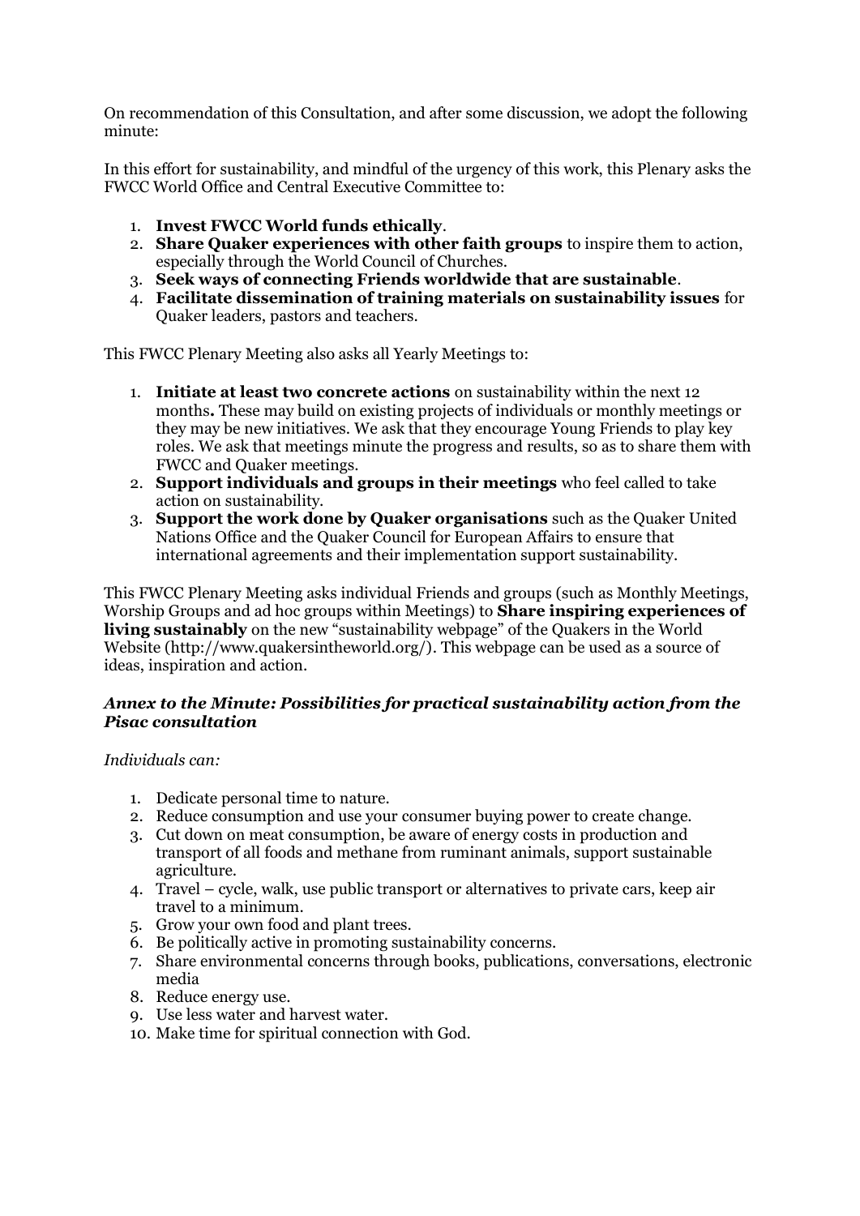On recommendation of this Consultation, and after some discussion, we adopt the following minute:

In this effort for sustainability, and mindful of the urgency of this work, this Plenary asks the FWCC World Office and Central Executive Committee to:

1. **Invest FWCC World funds ethically**.
2. **Share Quaker experiences with other faith groups** to inspire them to action, especially through the World Council of Churches.
3. **Seek ways of connecting Friends worldwide that are sustainable**.
4. **Facilitate dissemination of training materials on sustainability issues** for Quaker leaders, pastors and teachers.

This FWCC Plenary Meeting also asks all Yearly Meetings to:

1. **Initiate at least two concrete actions** on sustainability within the next 12 months**.** These may build on existing projects of individuals or monthly meetings or they may be new initiatives. We ask that they encourage Young Friends to play key roles. We ask that meetings minute the progress and results, so as to share them with FWCC and Quaker meetings.
2. **Support individuals and groups in their meetings** who feel called to take action on sustainability.
3. **Support the work done by Quaker organisations** such as the Quaker United Nations Office and the Quaker Council for European Affairs to ensure that international agreements and their implementation support sustainability.

This FWCC Plenary Meeting asks individual Friends and groups (such as Monthly Meetings, Worship Groups and ad hoc groups within Meetings) to **Share inspiring experiences of living sustainably** on the new "sustainability webpage" of the Quakers in the World Website (http://www.quakersintheworld.org/). This webpage can be used as a source of ideas, inspiration and action.

### *Annex to the Minute: Possibilities for practical sustainability action from the Pisac consultation*

*Individuals can:*

1. Dedicate personal time to nature.
2. Reduce consumption and use your consumer buying power to create change.
3. Cut down on meat consumption, be aware of energy costs in production and transport of all foods and methane from ruminant animals, support sustainable agriculture.
4. Travel – cycle, walk, use public transport or alternatives to private cars, keep air travel to a minimum.
5. Grow your own food and plant trees.
6. Be politically active in promoting sustainability concerns.
7. Share environmental concerns through books, publications, conversations, electronic media
8. Reduce energy use.
9. Use less water and harvest water.
10. Make time for spiritual connection with God.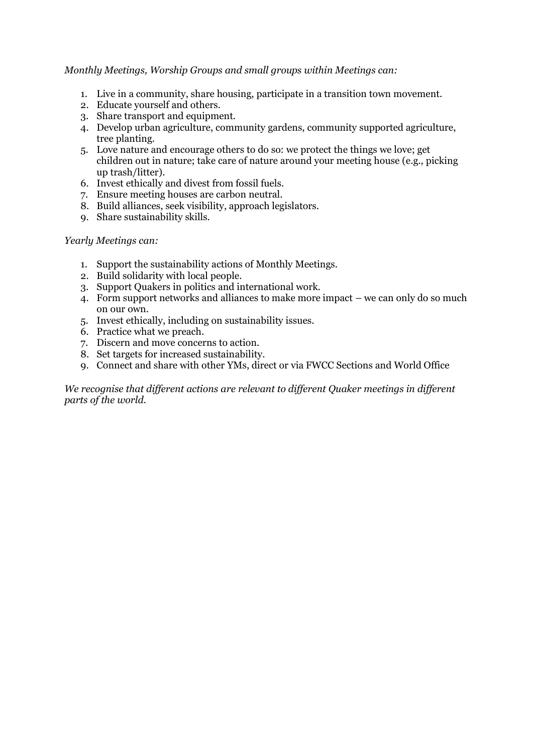*Monthly Meetings, Worship Groups and small groups within Meetings can:*

1. Live in a community, share housing, participate in a transition town movement.
2. Educate yourself and others.
3. Share transport and equipment.
4. Develop urban agriculture, community gardens, community supported agriculture, tree planting.
5. Love nature and encourage others to do so: we protect the things we love; get children out in nature; take care of nature around your meeting house (e.g., picking up trash/litter).
6. Invest ethically and divest from fossil fuels.
7. Ensure meeting houses are carbon neutral.
8. Build alliances, seek visibility, approach legislators.
9. Share sustainability skills.

*Yearly Meetings can:*

1. Support the sustainability actions of Monthly Meetings.
2. Build solidarity with local people.
3. Support Quakers in politics and international work.
4. Form support networks and alliances to make more impact – we can only do so much on our own.
5. Invest ethically, including on sustainability issues.
6. Practice what we preach.
7. Discern and move concerns to action.
8. Set targets for increased sustainability.
9. Connect and share with other YMs, direct or via FWCC Sections and World Office

*We recognise that different actions are relevant to different Quaker meetings in different parts of the world.*